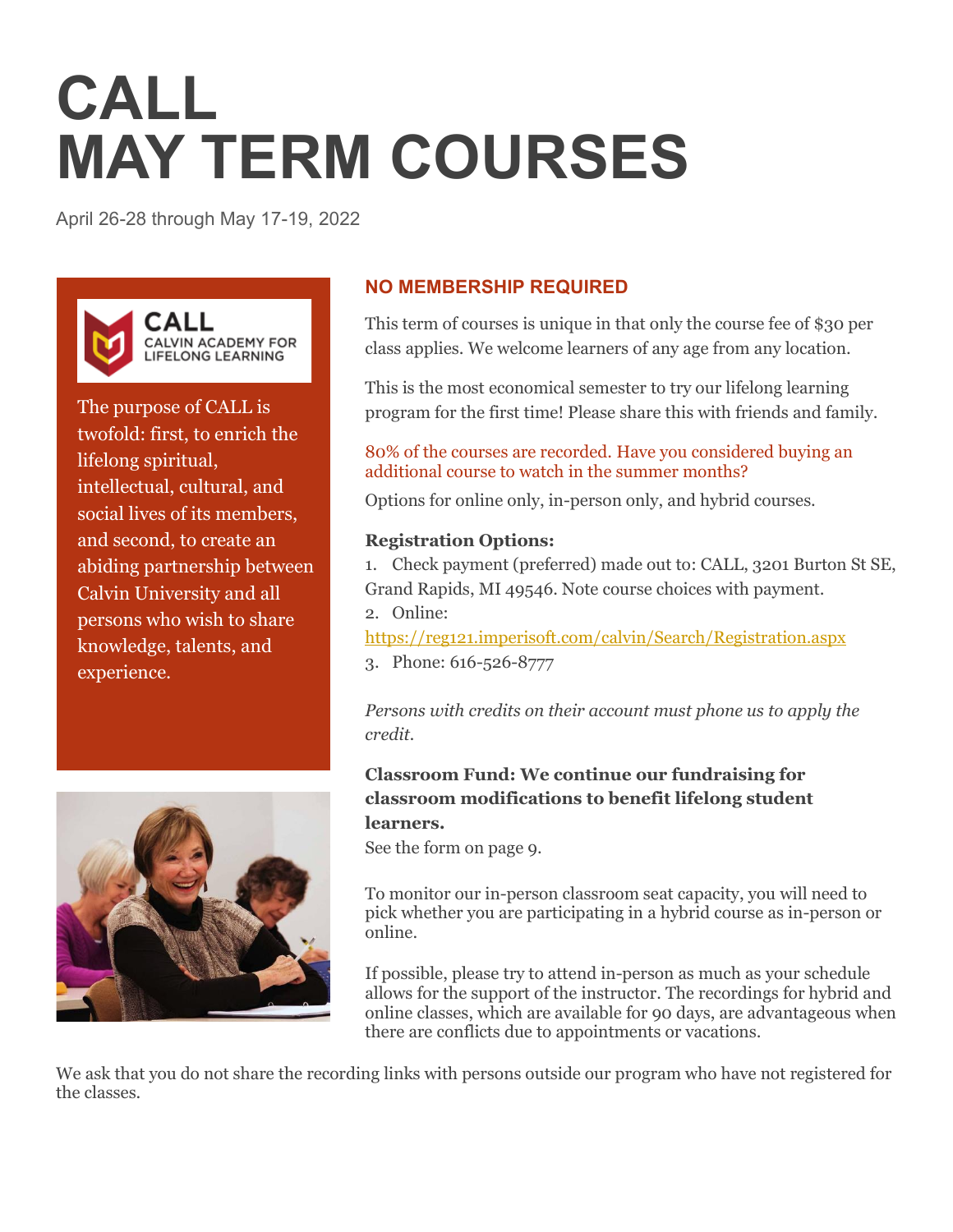# CALL
# MAY TERM COURSES

April 26-28 through May 17-19, 2022

CALL
CALVIN ACADEMY FOR LIFELONG LEARNING

The purpose of CALL is twofold: first, to enrich the lifelong spiritual, intellectual, cultural, and social lives of its members, and second, to create an abiding partnership between Calvin University and all persons who wish to share knowledge, talents, and experience.

## NO MEMBERSHIP REQUIRED

This term of courses is unique in that only the course fee of $30 per class applies. We welcome learners of any age from any location.

This is the most economical semester to try our lifelong learning program for the first time! Please share this with friends and family.

80% of the courses are recorded. Have you considered buying an additional course to watch in the summer months?

Options for online only, in-person only, and hybrid courses.

**Registration Options:**

1. Check payment (preferred) made out to: CALL, 3201 Burton St SE, Grand Rapids, MI 49546. Note course choices with payment.
2. Online: https://reg121.imperisoft.com/calvin/Search/Registration.aspx
3. Phone: 616-526-8777

*Persons with credits on their account must phone us to apply the credit.*

**Classroom Fund: We continue our fundraising for classroom modifications to benefit lifelong student learners.**
See the form on page 9.

To monitor our in-person classroom seat capacity, you will need to pick whether you are participating in a hybrid course as in-person or online.

If possible, please try to attend in-person as much as your schedule allows for the support of the instructor. The recordings for hybrid and online classes, which are available for 90 days, are advantageous when there are conflicts due to appointments or vacations.

We ask that you do not share the recording links with persons outside our program who have not registered for the classes.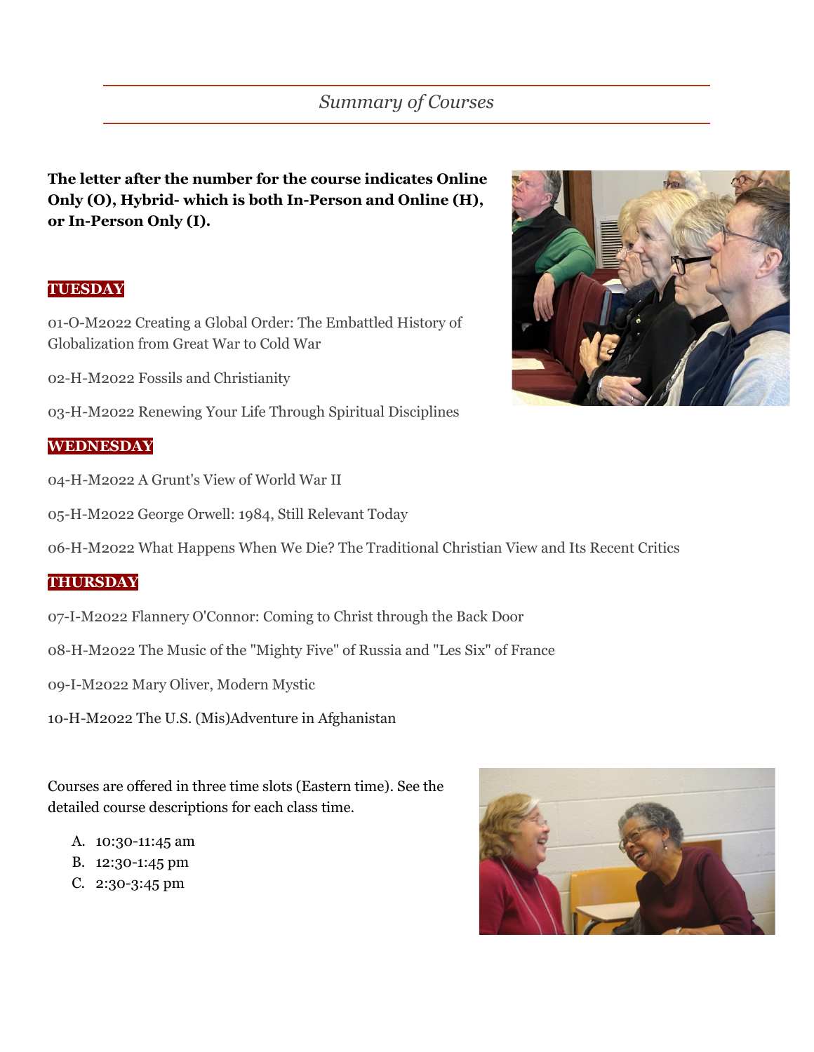## *Summary of Courses*

**The letter after the number for the course indicates Online Only (O), Hybrid- which is both In-Person and Online (H), or In-Person Only (I).**

### TUESDAY

01-O-M2022 Creating a Global Order: The Embattled History of Globalization from Great War to Cold War

02-H-M2022 Fossils and Christianity

03-H-M2022 Renewing Your Life Through Spiritual Disciplines

### WEDNESDAY

04-H-M2022 A Grunt's View of World War II

05-H-M2022 George Orwell: 1984, Still Relevant Today

06-H-M2022 What Happens When We Die? The Traditional Christian View and Its Recent Critics

### THURSDAY

07-I-M2022 Flannery O'Connor: Coming to Christ through the Back Door

08-H-M2022 The Music of the "Mighty Five" of Russia and "Les Six" of France

09-I-M2022 Mary Oliver, Modern Mystic

10-H-M2022 The U.S. (Mis)Adventure in Afghanistan

Courses are offered in three time slots (Eastern time). See the detailed course descriptions for each class time.

A. 10:30-11:45 am
B. 12:30-1:45 pm
C. 2:30-3:45 pm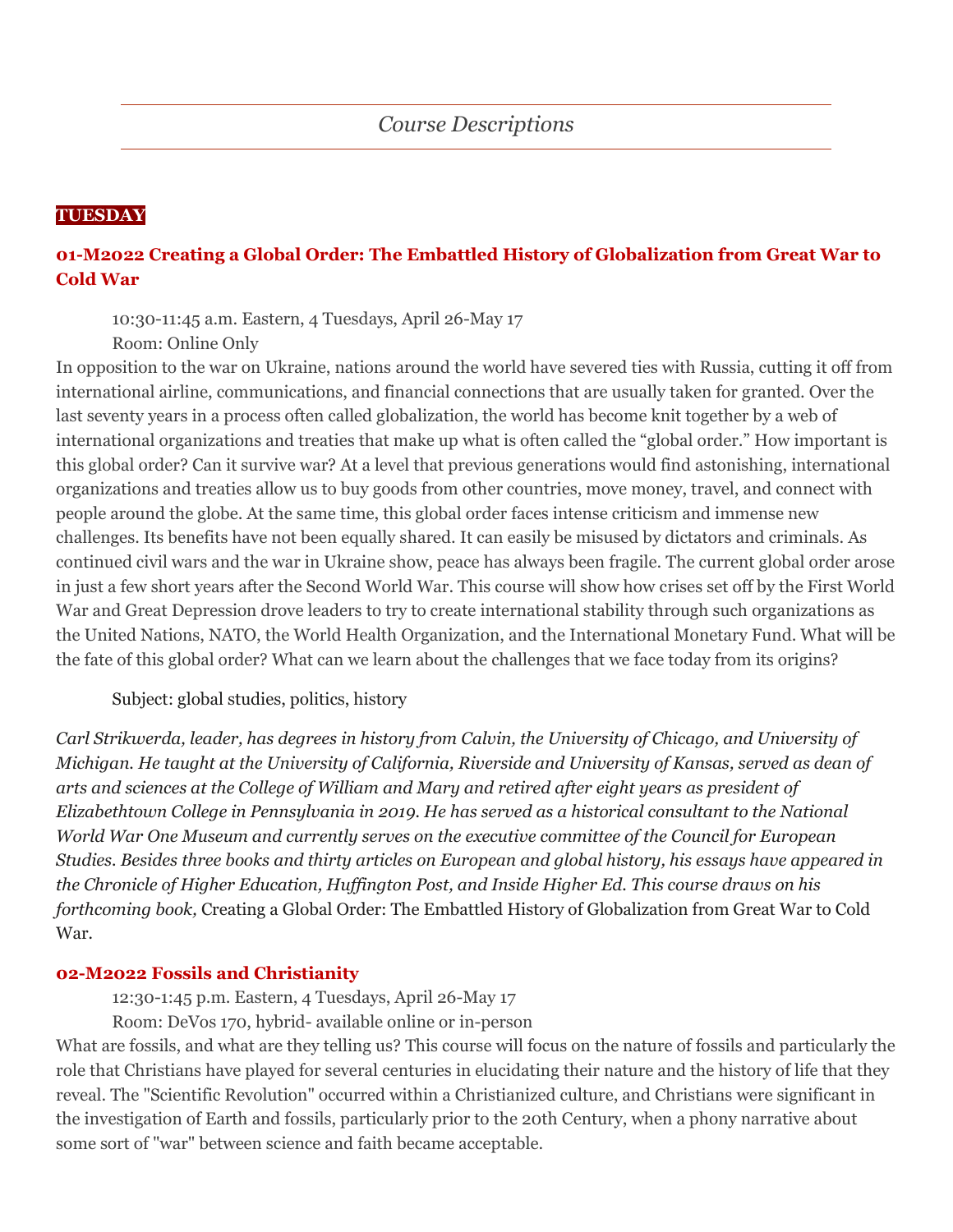# *Course Descriptions*

**TUESDAY**

## 01-M2022 Creating a Global Order: The Embattled History of Globalization from Great War to Cold War

10:30-11:45 a.m. Eastern, 4 Tuesdays, April 26-May 17
Room: Online Only

In opposition to the war on Ukraine, nations around the world have severed ties with Russia, cutting it off from international airline, communications, and financial connections that are usually taken for granted. Over the last seventy years in a process often called globalization, the world has become knit together by a web of international organizations and treaties that make up what is often called the "global order." How important is this global order? Can it survive war? At a level that previous generations would find astonishing, international organizations and treaties allow us to buy goods from other countries, move money, travel, and connect with people around the globe. At the same time, this global order faces intense criticism and immense new challenges. Its benefits have not been equally shared. It can easily be misused by dictators and criminals. As continued civil wars and the war in Ukraine show, peace has always been fragile. The current global order arose in just a few short years after the Second World War. This course will show how crises set off by the First World War and Great Depression drove leaders to try to create international stability through such organizations as the United Nations, NATO, the World Health Organization, and the International Monetary Fund. What will be the fate of this global order? What can we learn about the challenges that we face today from its origins?

Subject: global studies, politics, history

*Carl Strikwerda, leader, has degrees in history from Calvin, the University of Chicago, and University of Michigan. He taught at the University of California, Riverside and University of Kansas, served as dean of arts and sciences at the College of William and Mary and retired after eight years as president of Elizabethtown College in Pennsylvania in 2019. He has served as a historical consultant to the National World War One Museum and currently serves on the executive committee of the Council for European Studies. Besides three books and thirty articles on European and global history, his essays have appeared in the Chronicle of Higher Education, Huffington Post, and Inside Higher Ed. This course draws on his forthcoming book,* Creating a Global Order: The Embattled History of Globalization from Great War to Cold War.

### 02-M2022 Fossils and Christianity

12:30-1:45 p.m. Eastern, 4 Tuesdays, April 26-May 17
Room: DeVos 170, hybrid- available online or in-person

What are fossils, and what are they telling us? This course will focus on the nature of fossils and particularly the role that Christians have played for several centuries in elucidating their nature and the history of life that they reveal. The "Scientific Revolution" occurred within a Christianized culture, and Christians were significant in the investigation of Earth and fossils, particularly prior to the 20th Century, when a phony narrative about some sort of "war" between science and faith became acceptable.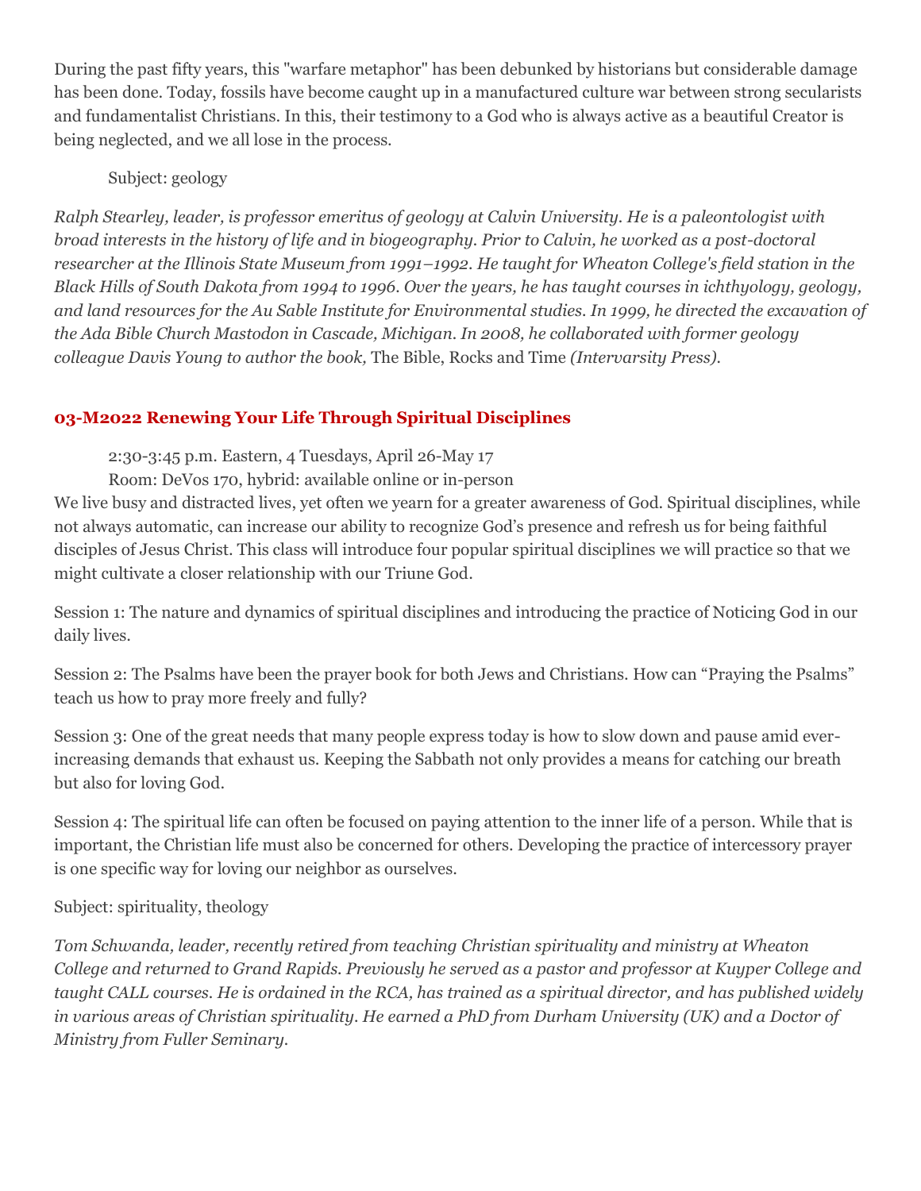During the past fifty years, this "warfare metaphor" has been debunked by historians but considerable damage has been done. Today, fossils have become caught up in a manufactured culture war between strong secularists and fundamentalist Christians. In this, their testimony to a God who is always active as a beautiful Creator is being neglected, and we all lose in the process.

Subject: geology

*Ralph Stearley, leader, is professor emeritus of geology at Calvin University. He is a paleontologist with broad interests in the history of life and in biogeography. Prior to Calvin, he worked as a post-doctoral researcher at the Illinois State Museum from 1991–1992. He taught for Wheaton College's field station in the Black Hills of South Dakota from 1994 to 1996. Over the years, he has taught courses in ichthyology, geology, and land resources for the Au Sable Institute for Environmental studies. In 1999, he directed the excavation of the Ada Bible Church Mastodon in Cascade, Michigan. In 2008, he collaborated with former geology colleague Davis Young to author the book,* The Bible, Rocks and Time *(Intervarsity Press).*

### 03-M2022 Renewing Your Life Through Spiritual Disciplines

2:30-3:45 p.m. Eastern, 4 Tuesdays, April 26-May 17
Room: DeVos 170, hybrid: available online or in-person

We live busy and distracted lives, yet often we yearn for a greater awareness of God. Spiritual disciplines, while not always automatic, can increase our ability to recognize God's presence and refresh us for being faithful disciples of Jesus Christ. This class will introduce four popular spiritual disciplines we will practice so that we might cultivate a closer relationship with our Triune God.

Session 1: The nature and dynamics of spiritual disciplines and introducing the practice of Noticing God in our daily lives.

Session 2: The Psalms have been the prayer book for both Jews and Christians. How can "Praying the Psalms" teach us how to pray more freely and fully?

Session 3: One of the great needs that many people express today is how to slow down and pause amid ever-increasing demands that exhaust us. Keeping the Sabbath not only provides a means for catching our breath but also for loving God.

Session 4: The spiritual life can often be focused on paying attention to the inner life of a person. While that is important, the Christian life must also be concerned for others. Developing the practice of intercessory prayer is one specific way for loving our neighbor as ourselves.

Subject: spirituality, theology

*Tom Schwanda, leader, recently retired from teaching Christian spirituality and ministry at Wheaton College and returned to Grand Rapids. Previously he served as a pastor and professor at Kuyper College and taught CALL courses. He is ordained in the RCA, has trained as a spiritual director, and has published widely in various areas of Christian spirituality. He earned a PhD from Durham University (UK) and a Doctor of Ministry from Fuller Seminary.*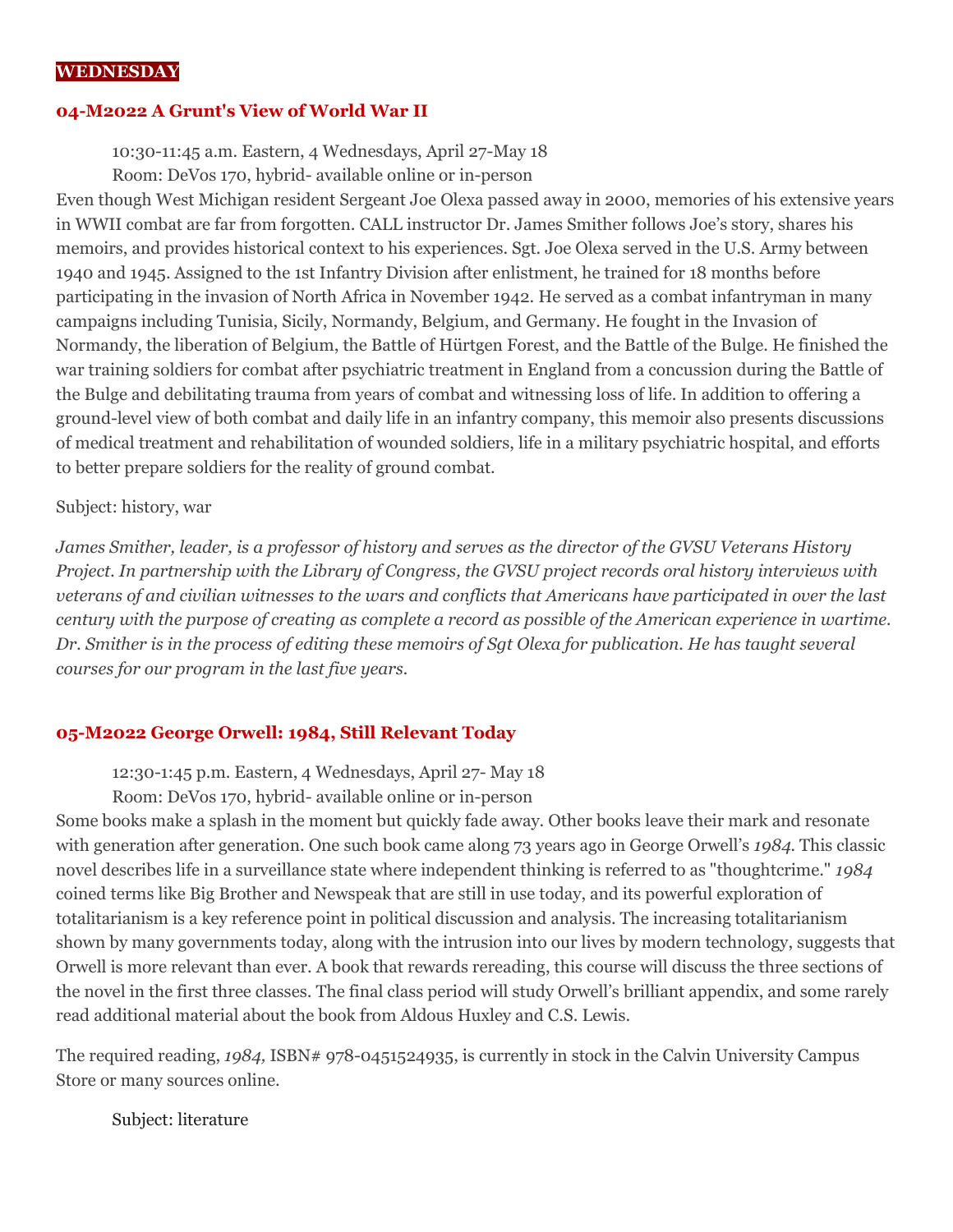**WEDNESDAY**

### 04-M2022 A Grunt's View of World War II

10:30-11:45 a.m. Eastern, 4 Wednesdays, April 27-May 18
Room: DeVos 170, hybrid- available online or in-person

Even though West Michigan resident Sergeant Joe Olexa passed away in 2000, memories of his extensive years in WWII combat are far from forgotten. CALL instructor Dr. James Smither follows Joe's story, shares his memoirs, and provides historical context to his experiences. Sgt. Joe Olexa served in the U.S. Army between 1940 and 1945. Assigned to the 1st Infantry Division after enlistment, he trained for 18 months before participating in the invasion of North Africa in November 1942. He served as a combat infantryman in many campaigns including Tunisia, Sicily, Normandy, Belgium, and Germany. He fought in the Invasion of Normandy, the liberation of Belgium, the Battle of Hürtgen Forest, and the Battle of the Bulge. He finished the war training soldiers for combat after psychiatric treatment in England from a concussion during the Battle of the Bulge and debilitating trauma from years of combat and witnessing loss of life. In addition to offering a ground-level view of both combat and daily life in an infantry company, this memoir also presents discussions of medical treatment and rehabilitation of wounded soldiers, life in a military psychiatric hospital, and efforts to better prepare soldiers for the reality of ground combat.

Subject: history, war

*James Smither, leader, is a professor of history and serves as the director of the GVSU Veterans History Project. In partnership with the Library of Congress, the GVSU project records oral history interviews with veterans of and civilian witnesses to the wars and conflicts that Americans have participated in over the last century with the purpose of creating as complete a record as possible of the American experience in wartime. Dr. Smither is in the process of editing these memoirs of Sgt Olexa for publication. He has taught several courses for our program in the last five years.*

### 05-M2022 George Orwell: 1984, Still Relevant Today

12:30-1:45 p.m. Eastern, 4 Wednesdays, April 27- May 18
Room: DeVos 170, hybrid- available online or in-person

Some books make a splash in the moment but quickly fade away. Other books leave their mark and resonate with generation after generation. One such book came along 73 years ago in George Orwell's *1984.* This classic novel describes life in a surveillance state where independent thinking is referred to as "thoughtcrime." *1984* coined terms like Big Brother and Newspeak that are still in use today, and its powerful exploration of totalitarianism is a key reference point in political discussion and analysis. The increasing totalitarianism shown by many governments today, along with the intrusion into our lives by modern technology, suggests that Orwell is more relevant than ever. A book that rewards rereading, this course will discuss the three sections of the novel in the first three classes. The final class period will study Orwell's brilliant appendix, and some rarely read additional material about the book from Aldous Huxley and C.S. Lewis.

The required reading, *1984,* ISBN# 978-0451524935, is currently in stock in the Calvin University Campus Store or many sources online.

Subject: literature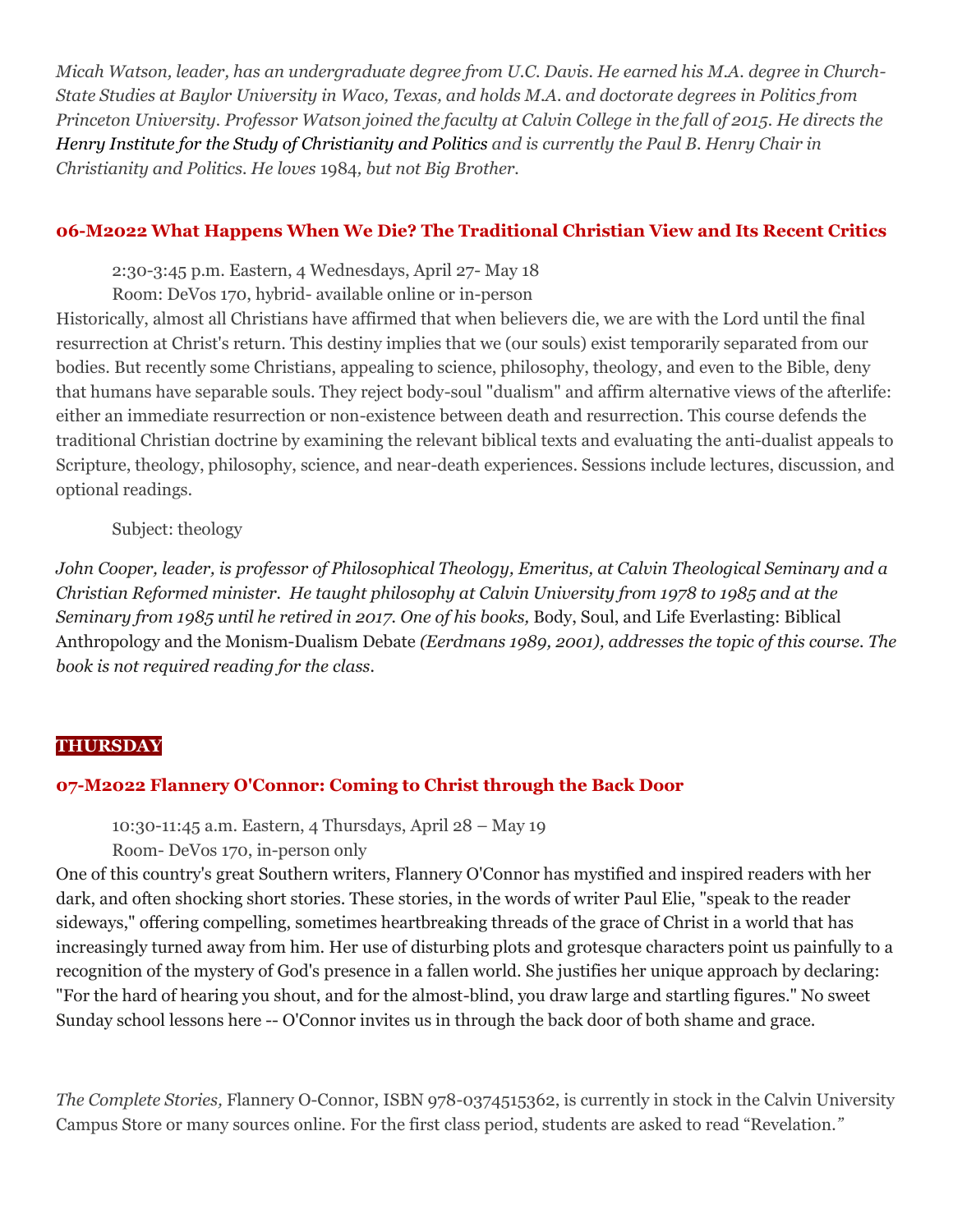*Micah Watson, leader, has an undergraduate degree from U.C. Davis. He earned his M.A. degree in Church-State Studies at Baylor University in Waco, Texas, and holds M.A. and doctorate degrees in Politics from Princeton University. Professor Watson joined the faculty at Calvin College in the fall of 2015. He directs the* Henry Institute for the Study of Christianity and Politics *and is currently the Paul B. Henry Chair in Christianity and Politics. He loves* 1984*, but not Big Brother.*

### 06-M2022 What Happens When We Die? The Traditional Christian View and Its Recent Critics

2:30-3:45 p.m. Eastern, 4 Wednesdays, April 27- May 18
Room: DeVos 170, hybrid- available online or in-person

Historically, almost all Christians have affirmed that when believers die, we are with the Lord until the final resurrection at Christ's return. This destiny implies that we (our souls) exist temporarily separated from our bodies. But recently some Christians, appealing to science, philosophy, theology, and even to the Bible, deny that humans have separable souls. They reject body-soul "dualism" and affirm alternative views of the afterlife: either an immediate resurrection or non-existence between death and resurrection. This course defends the traditional Christian doctrine by examining the relevant biblical texts and evaluating the anti-dualist appeals to Scripture, theology, philosophy, science, and near-death experiences. Sessions include lectures, discussion, and optional readings.

Subject: theology

*John Cooper, leader, is professor of Philosophical Theology, Emeritus, at Calvin Theological Seminary and a Christian Reformed minister. He taught philosophy at Calvin University from 1978 to 1985 and at the Seminary from 1985 until he retired in 2017. One of his books,* Body, Soul, and Life Everlasting: Biblical Anthropology and the Monism-Dualism Debate *(Eerdmans 1989, 2001), addresses the topic of this course. The book is not required reading for the class.*

## THURSDAY

### 07-M2022 Flannery O'Connor: Coming to Christ through the Back Door

10:30-11:45 a.m. Eastern, 4 Thursdays, April 28 – May 19
Room- DeVos 170, in-person only

One of this country's great Southern writers, Flannery O'Connor has mystified and inspired readers with her dark, and often shocking short stories. These stories, in the words of writer Paul Elie, "speak to the reader sideways," offering compelling, sometimes heartbreaking threads of the grace of Christ in a world that has increasingly turned away from him. Her use of disturbing plots and grotesque characters point us painfully to a recognition of the mystery of God's presence in a fallen world. She justifies her unique approach by declaring: "For the hard of hearing you shout, and for the almost-blind, you draw large and startling figures." No sweet Sunday school lessons here -- O'Connor invites us in through the back door of both shame and grace.

*The Complete Stories,* Flannery O-Connor, ISBN 978-0374515362, is currently in stock in the Calvin University Campus Store or many sources online. For the first class period, students are asked to read "Revelation."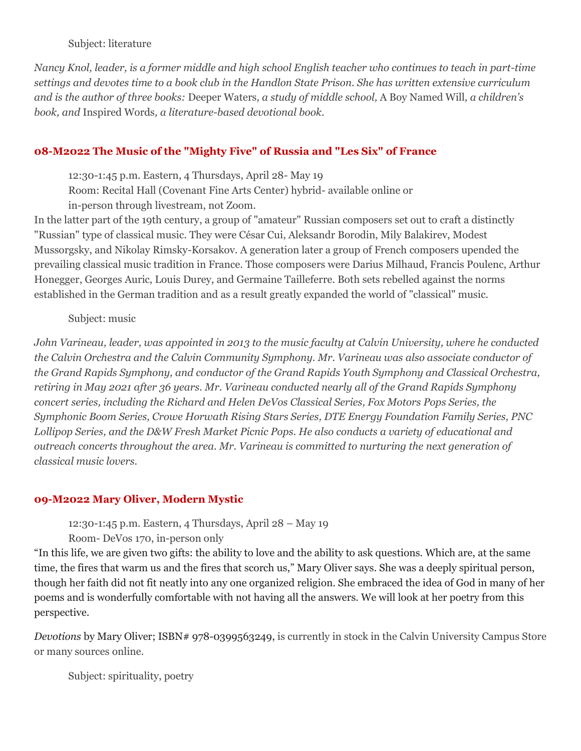Subject: literature

*Nancy Knol, leader, is a former middle and high school English teacher who continues to teach in part-time settings and devotes time to a book club in the Handlon State Prison. She has written extensive curriculum and is the author of three books:* Deeper Waters*, a study of middle school,* A Boy Named Will*, a children's book, and* Inspired Words*, a literature-based devotional book.*

### 08-M2022 The Music of the "Mighty Five" of Russia and "Les Six" of France

12:30-1:45 p.m. Eastern, 4 Thursdays, April 28- May 19
Room: Recital Hall (Covenant Fine Arts Center) hybrid- available online or in-person through livestream, not Zoom.

In the latter part of the 19th century, a group of "amateur" Russian composers set out to craft a distinctly "Russian" type of classical music. They were César Cui, Aleksandr Borodin, Mily Balakirev, Modest Mussorgsky, and Nikolay Rimsky-Korsakov. A generation later a group of French composers upended the prevailing classical music tradition in France. Those composers were Darius Milhaud, Francis Poulenc, Arthur Honegger, Georges Auric, Louis Durey, and Germaine Tailleferre. Both sets rebelled against the norms established in the German tradition and as a result greatly expanded the world of "classical" music.

Subject: music

*John Varineau, leader, was appointed in 2013 to the music faculty at Calvin University, where he conducted the Calvin Orchestra and the Calvin Community Symphony. Mr. Varineau was also associate conductor of the Grand Rapids Symphony, and conductor of the Grand Rapids Youth Symphony and Classical Orchestra, retiring in May 2021 after 36 years. Mr. Varineau conducted nearly all of the Grand Rapids Symphony concert series, including the Richard and Helen DeVos Classical Series, Fox Motors Pops Series, the Symphonic Boom Series, Crowe Horwath Rising Stars Series, DTE Energy Foundation Family Series, PNC Lollipop Series, and the D&W Fresh Market Picnic Pops. He also conducts a variety of educational and outreach concerts throughout the area. Mr. Varineau is committed to nurturing the next generation of classical music lovers.*

### 09-M2022 Mary Oliver, Modern Mystic

12:30-1:45 p.m. Eastern, 4 Thursdays, April 28 – May 19
Room- DeVos 170, in-person only

"In this life, we are given two gifts: the ability to love and the ability to ask questions. Which are, at the same time, the fires that warm us and the fires that scorch us," Mary Oliver says. She was a deeply spiritual person, though her faith did not fit neatly into any one organized religion. She embraced the idea of God in many of her poems and is wonderfully comfortable with not having all the answers. We will look at her poetry from this perspective.

*Devotions* by Mary Oliver; ISBN# 978-0399563249, is currently in stock in the Calvin University Campus Store or many sources online.

Subject: spirituality, poetry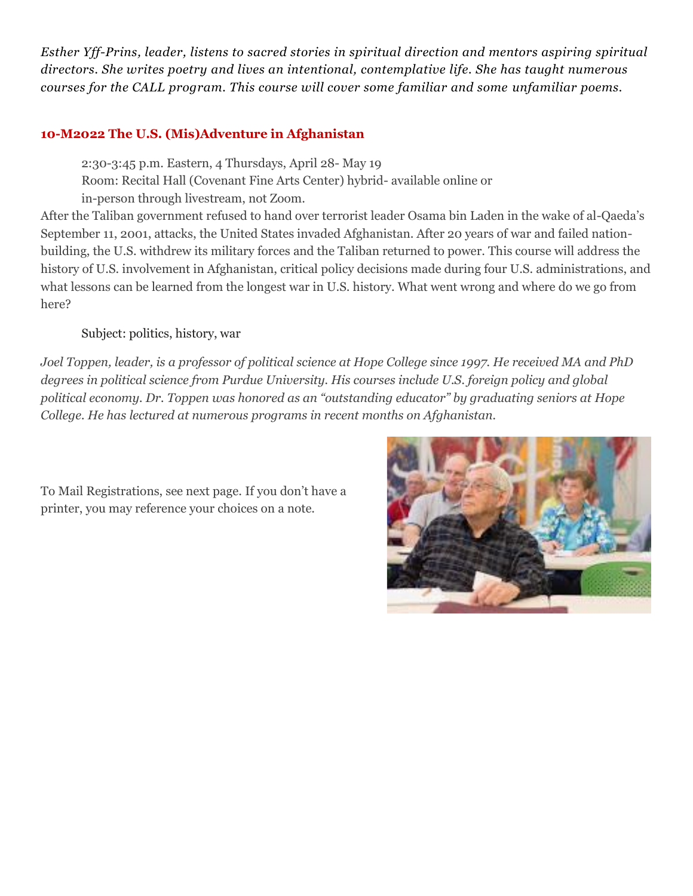*Esther Yff-Prins, leader, listens to sacred stories in spiritual direction and mentors aspiring spiritual directors. She writes poetry and lives an intentional, contemplative life. She has taught numerous courses for the CALL program. This course will cover some familiar and some unfamiliar poems.*

### 10-M2022 The U.S. (Mis)Adventure in Afghanistan

2:30-3:45 p.m. Eastern, 4 Thursdays, April 28- May 19
Room: Recital Hall (Covenant Fine Arts Center) hybrid- available online or in-person through livestream, not Zoom.

After the Taliban government refused to hand over terrorist leader Osama bin Laden in the wake of al-Qaeda's September 11, 2001, attacks, the United States invaded Afghanistan. After 20 years of war and failed nation-building, the U.S. withdrew its military forces and the Taliban returned to power. This course will address the history of U.S. involvement in Afghanistan, critical policy decisions made during four U.S. administrations, and what lessons can be learned from the longest war in U.S. history. What went wrong and where do we go from here?

Subject: politics, history, war

*Joel Toppen, leader, is a professor of political science at Hope College since 1997. He received MA and PhD degrees in political science from Purdue University. His courses include U.S. foreign policy and global political economy. Dr. Toppen was honored as an "outstanding educator" by graduating seniors at Hope College. He has lectured at numerous programs in recent months on Afghanistan.*

To Mail Registrations, see next page. If you don't have a printer, you may reference your choices on a note.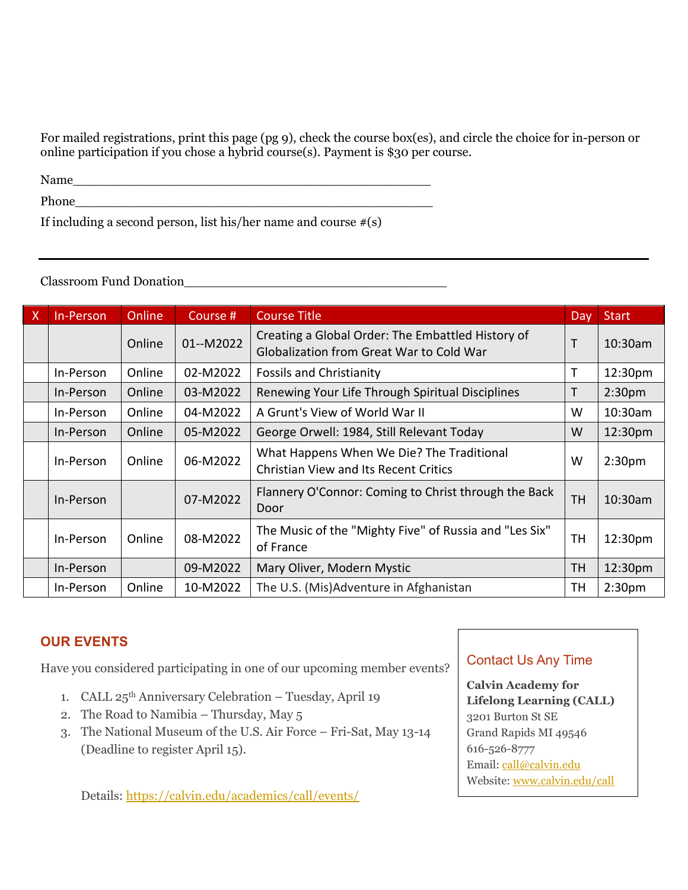For mailed registrations, print this page (pg 9), check the course box(es), and circle the choice for in-person or online participation if you chose a hybrid course(s). Payment is $30 per course.

Name_______________________________________________

Phone_______________________________________________

If including a second person, list his/her name and course #(s)

---

Classroom Fund Donation__________________________________

| X | In-Person | Online | Course # | Course Title | Day | Start |
|---|---|---|---|---|---|---|
| | | Online | 01--M2022 | Creating a Global Order: The Embattled History of Globalization from Great War to Cold War | T | 10:30am |
| | In-Person | Online | 02-M2022 | Fossils and Christianity | T | 12:30pm |
| | In-Person | Online | 03-M2022 | Renewing Your Life Through Spiritual Disciplines | T | 2:30pm |
| | In-Person | Online | 04-M2022 | A Grunt's View of World War II | W | 10:30am |
| | In-Person | Online | 05-M2022 | George Orwell: 1984, Still Relevant Today | W | 12:30pm |
| | In-Person | Online | 06-M2022 | What Happens When We Die? The Traditional Christian View and Its Recent Critics | W | 2:30pm |
| | In-Person | | 07-M2022 | Flannery O'Connor: Coming to Christ through the Back Door | TH | 10:30am |
| | In-Person | Online | 08-M2022 | The Music of the "Mighty Five" of Russia and "Les Six" of France | TH | 12:30pm |
| | In-Person | | 09-M2022 | Mary Oliver, Modern Mystic | TH | 12:30pm |
| | In-Person | Online | 10-M2022 | The U.S. (Mis)Adventure in Afghanistan | TH | 2:30pm |

## OUR EVENTS

Have you considered participating in one of our upcoming member events?

1. CALL 25th Anniversary Celebration – Tuesday, April 19
2. The Road to Namibia – Thursday, May 5
3. The National Museum of the U.S. Air Force – Fri-Sat, May 13-14 (Deadline to register April 15).

Details: https://calvin.edu/academics/call/events/

### Contact Us Any Time

**Calvin Academy for Lifelong Learning (CALL)**
3201 Burton St SE
Grand Rapids MI 49546
616-526-8777
Email: call@calvin.edu
Website: www.calvin.edu/call